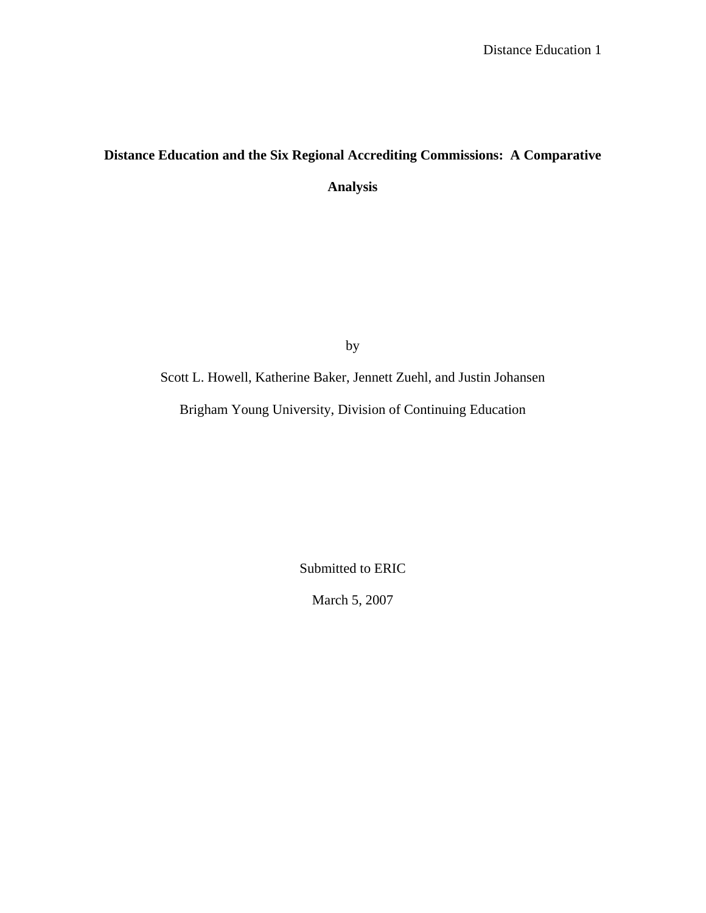# Distance Education and the Six Regional Accrediting Commissions: A Comparative Analysis

by

Scott L. Howell, Katherine Baker, Jennett Zuehl, and Justin Johansen

Brigham Young University, Division of Continuing Education

Submitted to ERIC

March 5, 2007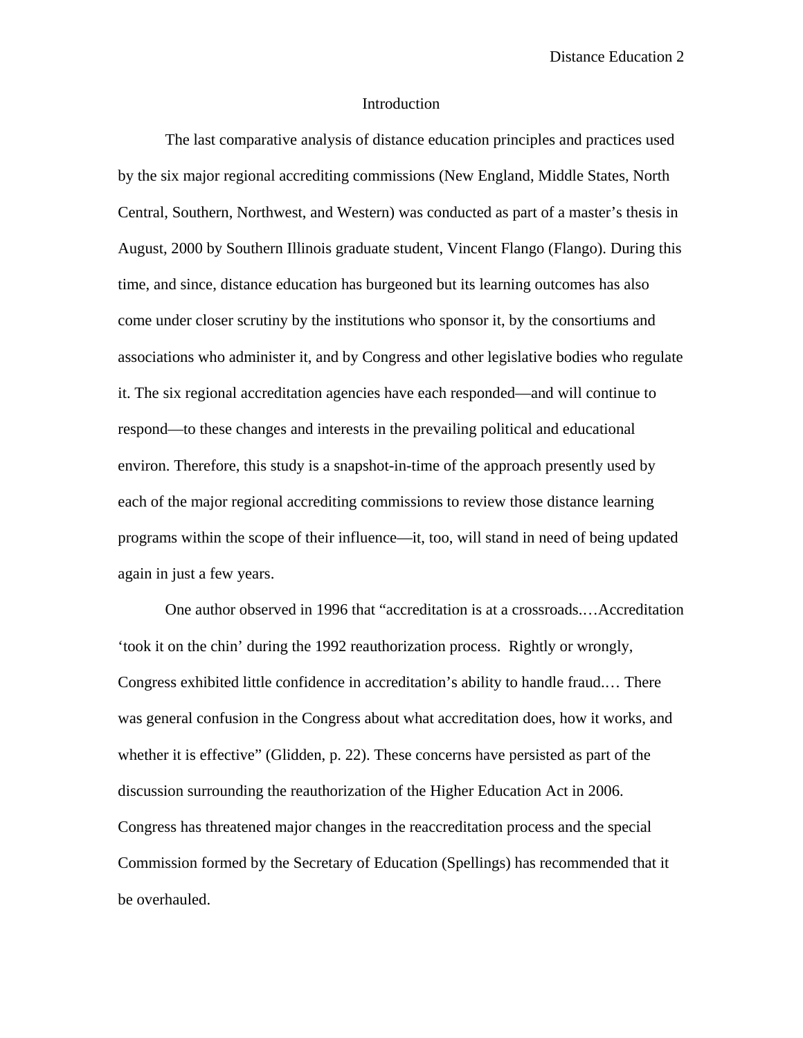# Introduction

The last comparative analysis of distance education principles and practices used by the six major regional accrediting commissions (New England, Middle States, North Central, Southern, Northwest, and Western) was conducted as part of a master's thesis in August, 2000 by Southern Illinois graduate student, Vincent Flango (Flango). During this time, and since, distance education has burgeoned but its learning outcomes has also come under closer scrutiny by the institutions who sponsor it, by the consortiums and associations who administer it, and by Congress and other legislative bodies who regulate it. The six regional accreditation agencies have each responded—and will continue to respond—to these changes and interests in the prevailing political and educational environ. Therefore, this study is a snapshot-in-time of the approach presently used by each of the major regional accrediting commissions to review those distance learning programs within the scope of their influence—it, too, will stand in need of being updated again in just a few years.

One author observed in 1996 that "accreditation is at a crossroads.…Accreditation 'took it on the chin' during the 1992 reauthorization process. Rightly or wrongly, Congress exhibited little confidence in accreditation's ability to handle fraud.… There was general confusion in the Congress about what accreditation does, how it works, and whether it is effective" (Glidden, p. 22). These concerns have persisted as part of the discussion surrounding the reauthorization of the Higher Education Act in 2006. Congress has threatened major changes in the reaccreditation process and the special Commission formed by the Secretary of Education (Spellings) has recommended that it be overhauled.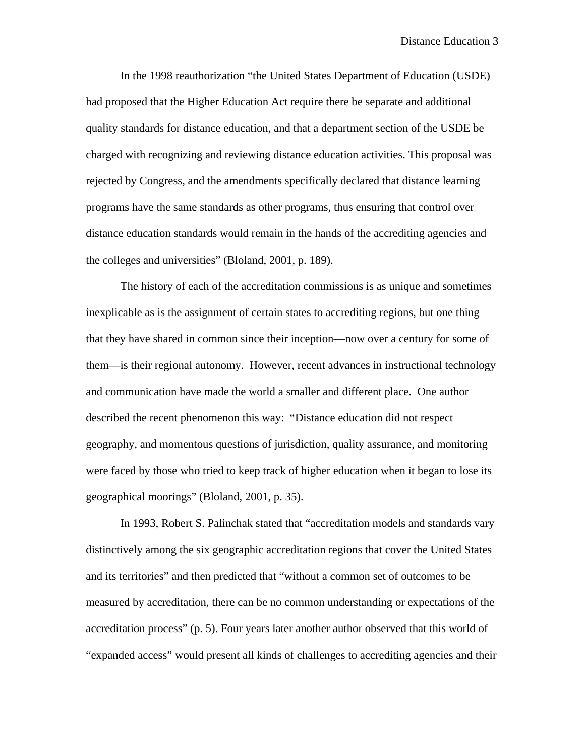In the 1998 reauthorization “the United States Department of Education (USDE) had proposed that the Higher Education Act require there be separate and additional quality standards for distance education, and that a department section of the USDE be charged with recognizing and reviewing distance education activities. This proposal was rejected by Congress, and the amendments specifically declared that distance learning programs have the same standards as other programs, thus ensuring that control over distance education standards would remain in the hands of the accrediting agencies and the colleges and universities” (Bloland, 2001, p. 189).

The history of each of the accreditation commissions is as unique and sometimes inexplicable as is the assignment of certain states to accrediting regions, but one thing that they have shared in common since their inception—now over a century for some of them—is their regional autonomy. However, recent advances in instructional technology and communication have made the world a smaller and different place. One author described the recent phenomenon this way: “Distance education did not respect geography, and momentous questions of jurisdiction, quality assurance, and monitoring were faced by those who tried to keep track of higher education when it began to lose its geographical moorings” (Bloland, 2001, p. 35).

In 1993, Robert S. Palinchak stated that “accreditation models and standards vary distinctively among the six geographic accreditation regions that cover the United States and its territories” and then predicted that “without a common set of outcomes to be measured by accreditation, there can be no common understanding or expectations of the accreditation process” (p. 5). Four years later another author observed that this world of “expanded access” would present all kinds of challenges to accrediting agencies and their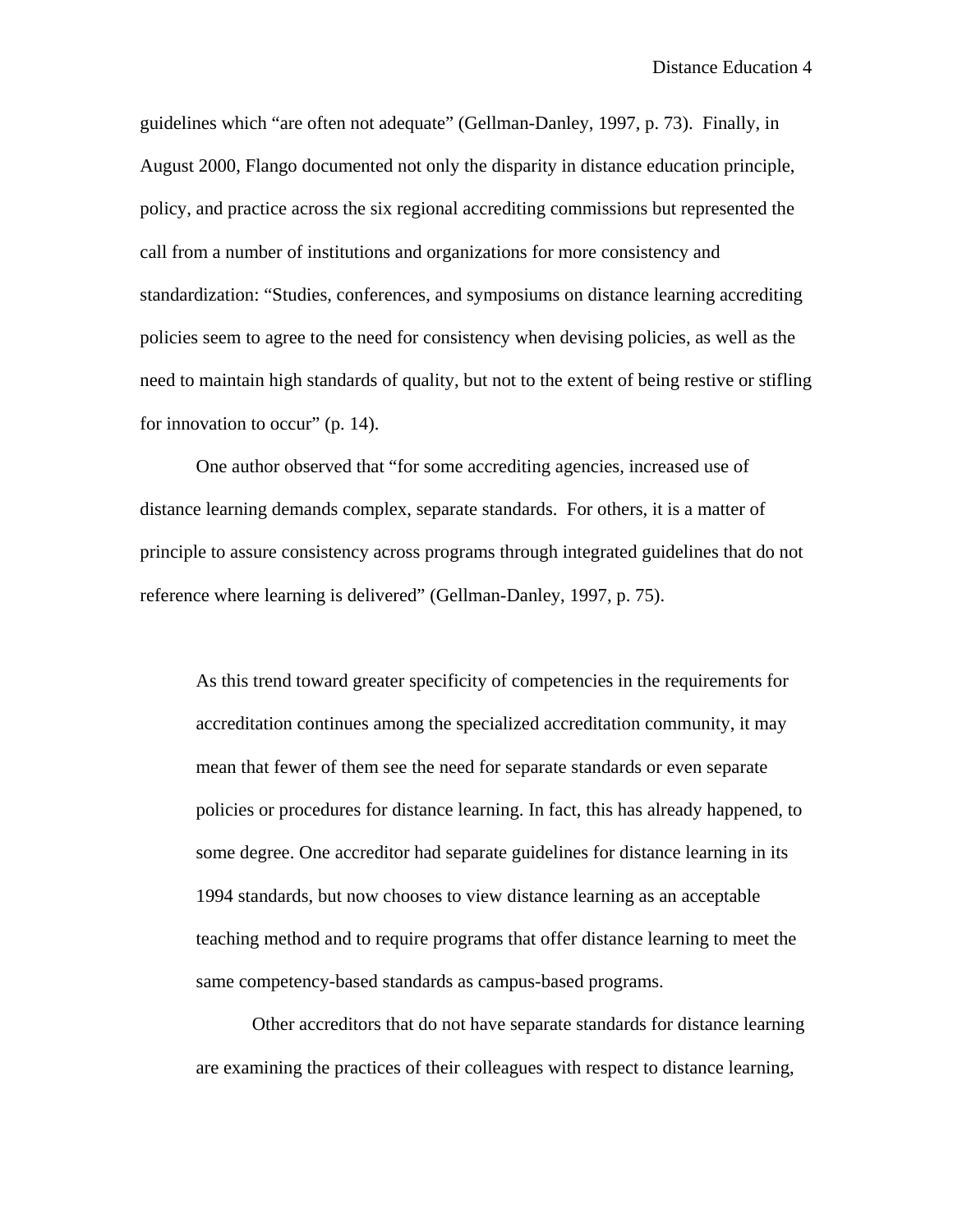guidelines which “are often not adequate” (Gellman-Danley, 1997, p. 73).  Finally, in August 2000, Flango documented not only the disparity in distance education principle, policy, and practice across the six regional accrediting commissions but represented the call from a number of institutions and organizations for more consistency and standardization: “Studies, conferences, and symposiums on distance learning accrediting policies seem to agree to the need for consistency when devising policies, as well as the need to maintain high standards of quality, but not to the extent of being restive or stifling for innovation to occur” (p. 14).

One author observed that “for some accrediting agencies, increased use of distance learning demands complex, separate standards.  For others, it is a matter of principle to assure consistency across programs through integrated guidelines that do not reference where learning is delivered” (Gellman-Danley, 1997, p. 75).

> As this trend toward greater specificity of competencies in the requirements for accreditation continues among the specialized accreditation community, it may mean that fewer of them see the need for separate standards or even separate policies or procedures for distance learning. In fact, this has already happened, to some degree. One accreditor had separate guidelines for distance learning in its 1994 standards, but now chooses to view distance learning as an acceptable teaching method and to require programs that offer distance learning to meet the same competency-based standards as campus-based programs.
>
> Other accreditors that do not have separate standards for distance learning are examining the practices of their colleagues with respect to distance learning,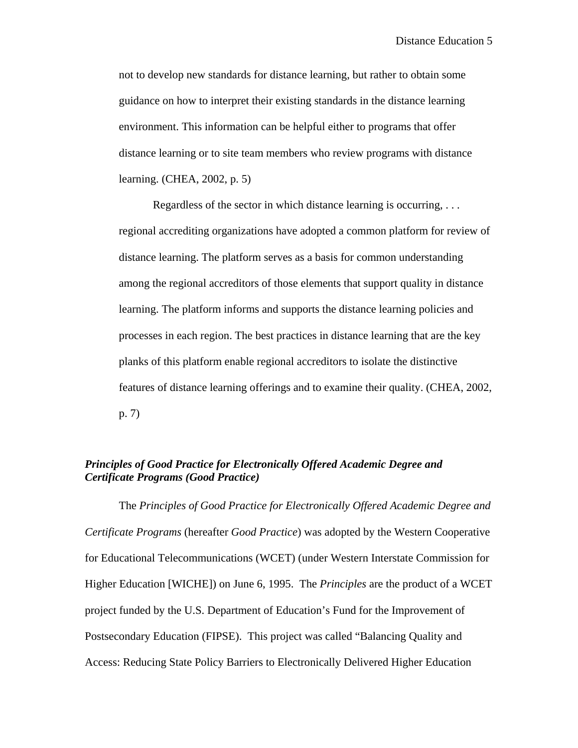> not to develop new standards for distance learning, but rather to obtain some guidance on how to interpret their existing standards in the distance learning environment. This information can be helpful either to programs that offer distance learning or to site team members who review programs with distance learning. (CHEA, 2002, p. 5)
>
> Regardless of the sector in which distance learning is occurring, . . . regional accrediting organizations have adopted a common platform for review of distance learning. The platform serves as a basis for common understanding among the regional accreditors of those elements that support quality in distance learning. The platform informs and supports the distance learning policies and processes in each region. The best practices in distance learning that are the key planks of this platform enable regional accreditors to isolate the distinctive features of distance learning offerings and to examine their quality. (CHEA, 2002, p. 7)

### *Principles of Good Practice for Electronically Offered Academic Degree and Certificate Programs (Good Practice)*

The *Principles of Good Practice for Electronically Offered Academic Degree and Certificate Programs* (hereafter *Good Practice*) was adopted by the Western Cooperative for Educational Telecommunications (WCET) (under Western Interstate Commission for Higher Education [WICHE]) on June 6, 1995. The *Principles* are the product of a WCET project funded by the U.S. Department of Education's Fund for the Improvement of Postsecondary Education (FIPSE). This project was called "Balancing Quality and Access: Reducing State Policy Barriers to Electronically Delivered Higher Education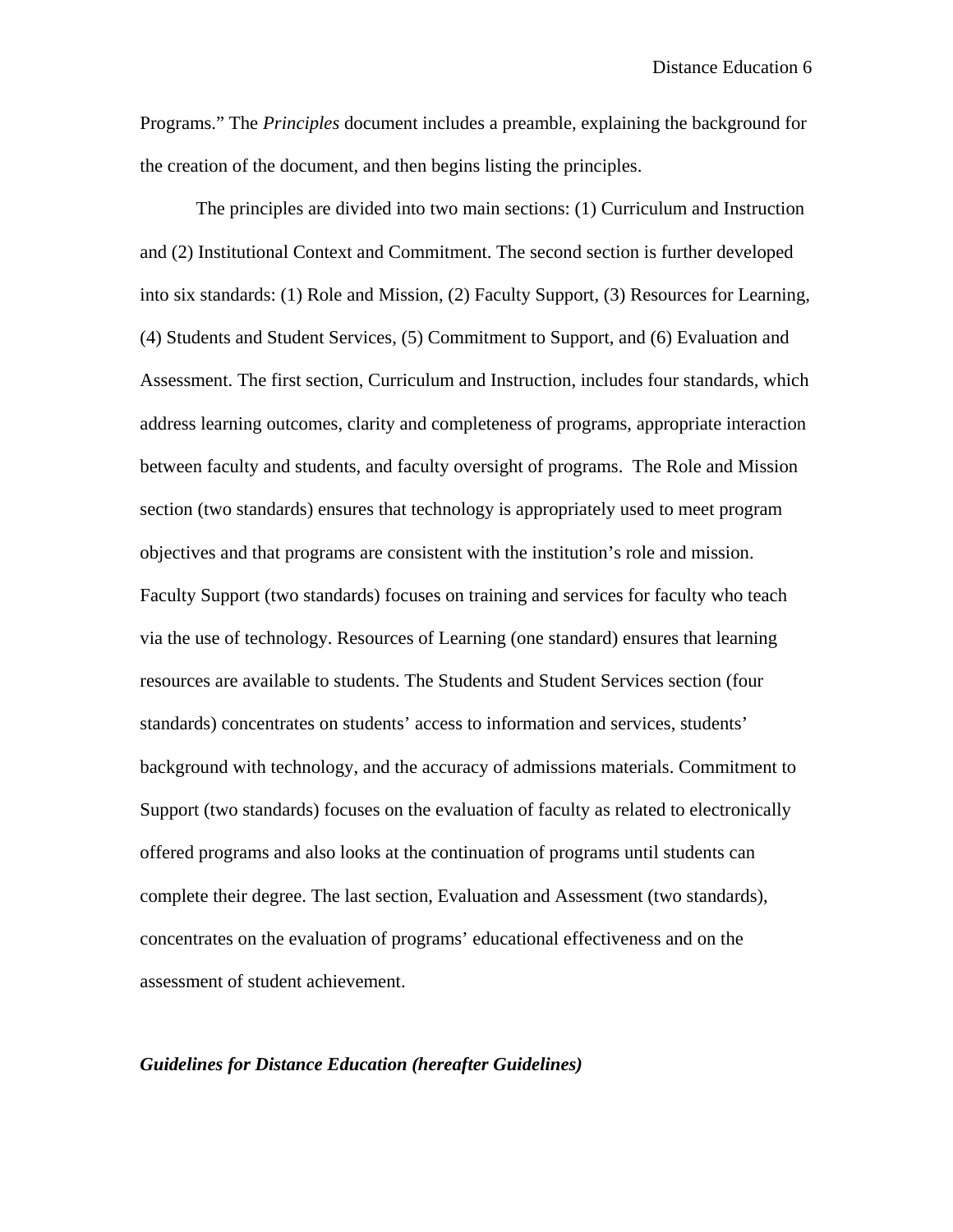Programs." The *Principles* document includes a preamble, explaining the background for the creation of the document, and then begins listing the principles.

The principles are divided into two main sections: (1) Curriculum and Instruction and (2) Institutional Context and Commitment. The second section is further developed into six standards: (1) Role and Mission, (2) Faculty Support, (3) Resources for Learning, (4) Students and Student Services, (5) Commitment to Support, and (6) Evaluation and Assessment. The first section, Curriculum and Instruction, includes four standards, which address learning outcomes, clarity and completeness of programs, appropriate interaction between faculty and students, and faculty oversight of programs. The Role and Mission section (two standards) ensures that technology is appropriately used to meet program objectives and that programs are consistent with the institution's role and mission. Faculty Support (two standards) focuses on training and services for faculty who teach via the use of technology. Resources of Learning (one standard) ensures that learning resources are available to students. The Students and Student Services section (four standards) concentrates on students' access to information and services, students' background with technology, and the accuracy of admissions materials. Commitment to Support (two standards) focuses on the evaluation of faculty as related to electronically offered programs and also looks at the continuation of programs until students can complete their degree. The last section, Evaluation and Assessment (two standards), concentrates on the evaluation of programs' educational effectiveness and on the assessment of student achievement.

***Guidelines for Distance Education (hereafter Guidelines)***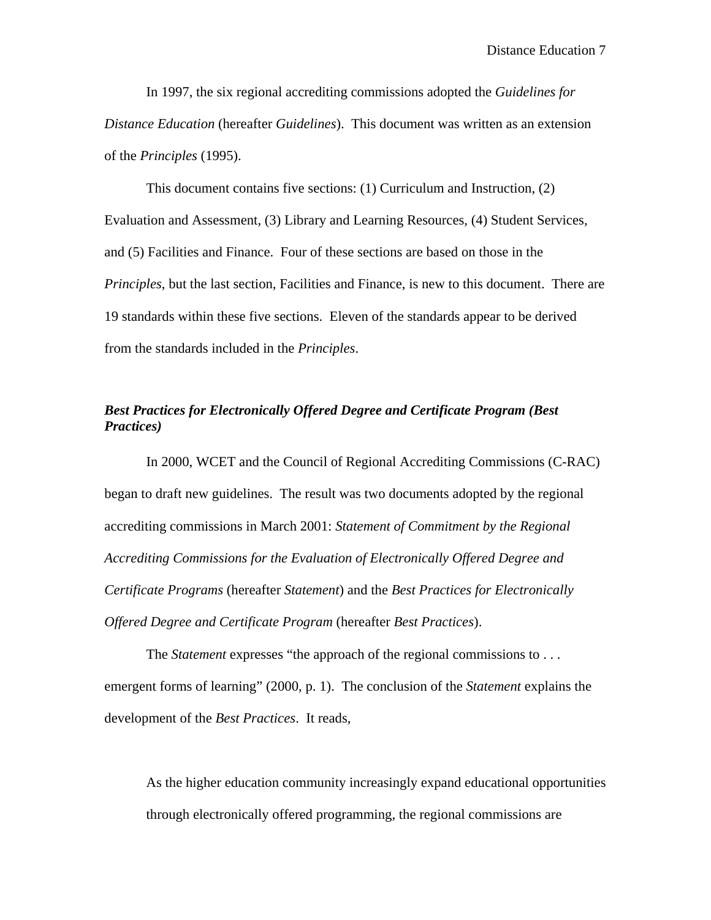In 1997, the six regional accrediting commissions adopted the *Guidelines for Distance Education* (hereafter *Guidelines*). This document was written as an extension of the *Principles* (1995).

This document contains five sections: (1) Curriculum and Instruction, (2) Evaluation and Assessment, (3) Library and Learning Resources, (4) Student Services, and (5) Facilities and Finance. Four of these sections are based on those in the *Principles*, but the last section, Facilities and Finance, is new to this document. There are 19 standards within these five sections. Eleven of the standards appear to be derived from the standards included in the *Principles*.

***Best Practices for Electronically Offered Degree and Certificate Program (Best Practices)***

In 2000, WCET and the Council of Regional Accrediting Commissions (C-RAC) began to draft new guidelines. The result was two documents adopted by the regional accrediting commissions in March 2001: *Statement of Commitment by the Regional Accrediting Commissions for the Evaluation of Electronically Offered Degree and Certificate Programs* (hereafter *Statement*) and the *Best Practices for Electronically Offered Degree and Certificate Program* (hereafter *Best Practices*).

The *Statement* expresses "the approach of the regional commissions to . . . emergent forms of learning" (2000, p. 1). The conclusion of the *Statement* explains the development of the *Best Practices*. It reads,

> As the higher education community increasingly expand educational opportunities through electronically offered programming, the regional commissions are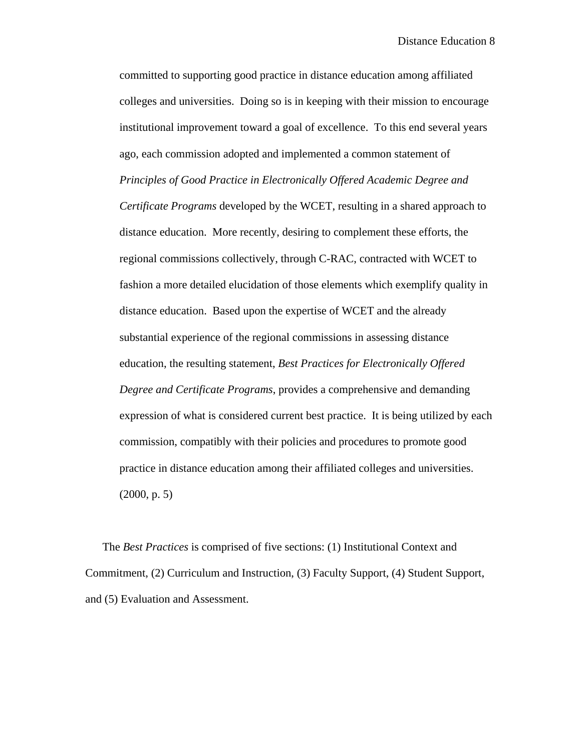> committed to supporting good practice in distance education among affiliated colleges and universities. Doing so is in keeping with their mission to encourage institutional improvement toward a goal of excellence. To this end several years ago, each commission adopted and implemented a common statement of *Principles of Good Practice in Electronically Offered Academic Degree and Certificate Programs* developed by the WCET, resulting in a shared approach to distance education. More recently, desiring to complement these efforts, the regional commissions collectively, through C-RAC, contracted with WCET to fashion a more detailed elucidation of those elements which exemplify quality in distance education. Based upon the expertise of WCET and the already substantial experience of the regional commissions in assessing distance education, the resulting statement, *Best Practices for Electronically Offered Degree and Certificate Programs*, provides a comprehensive and demanding expression of what is considered current best practice. It is being utilized by each commission, compatibly with their policies and procedures to promote good practice in distance education among their affiliated colleges and universities. (2000, p. 5)

The *Best Practices* is comprised of five sections: (1) Institutional Context and Commitment, (2) Curriculum and Instruction, (3) Faculty Support, (4) Student Support, and (5) Evaluation and Assessment.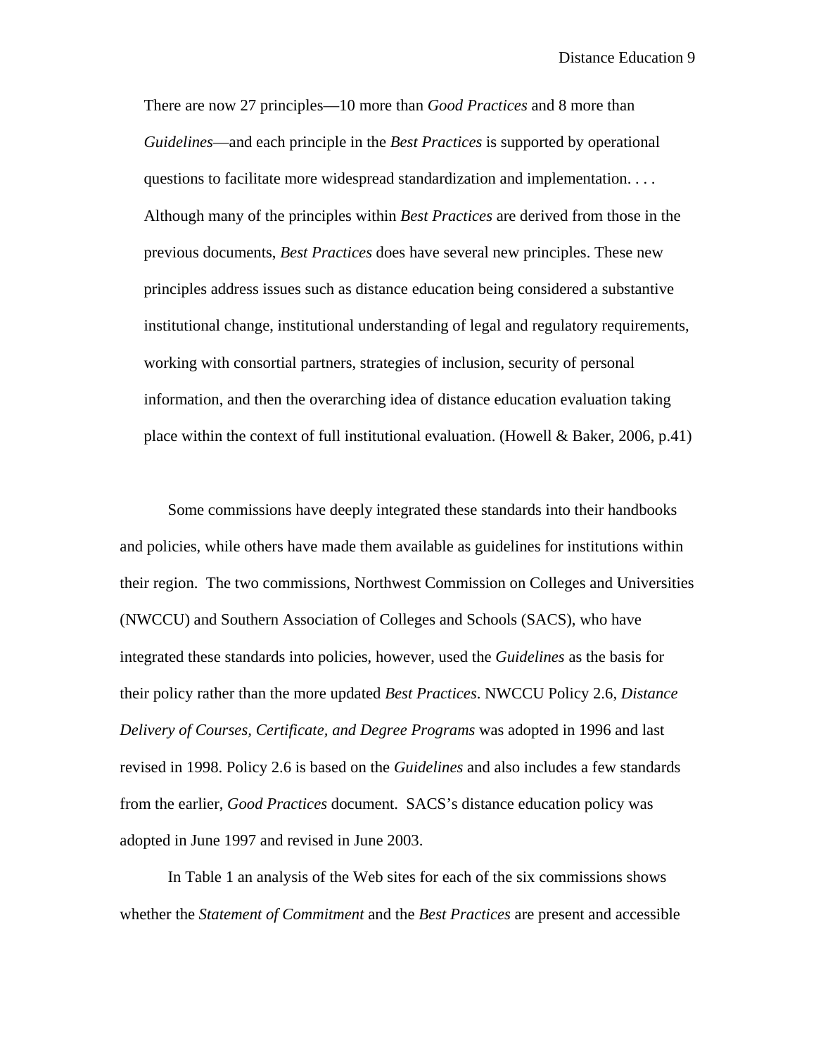> There are now 27 principles—10 more than *Good Practices* and 8 more than *Guidelines*—and each principle in the *Best Practices* is supported by operational questions to facilitate more widespread standardization and implementation. . . . Although many of the principles within *Best Practices* are derived from those in the previous documents, *Best Practices* does have several new principles. These new principles address issues such as distance education being considered a substantive institutional change, institutional understanding of legal and regulatory requirements, working with consortial partners, strategies of inclusion, security of personal information, and then the overarching idea of distance education evaluation taking place within the context of full institutional evaluation. (Howell & Baker, 2006, p.41)

Some commissions have deeply integrated these standards into their handbooks and policies, while others have made them available as guidelines for institutions within their region. The two commissions, Northwest Commission on Colleges and Universities (NWCCU) and Southern Association of Colleges and Schools (SACS), who have integrated these standards into policies, however, used the *Guidelines* as the basis for their policy rather than the more updated *Best Practices*. NWCCU Policy 2.6, *Distance Delivery of Courses, Certificate, and Degree Programs* was adopted in 1996 and last revised in 1998. Policy 2.6 is based on the *Guidelines* and also includes a few standards from the earlier, *Good Practices* document. SACS's distance education policy was adopted in June 1997 and revised in June 2003.

In Table 1 an analysis of the Web sites for each of the six commissions shows whether the *Statement of Commitment* and the *Best Practices* are present and accessible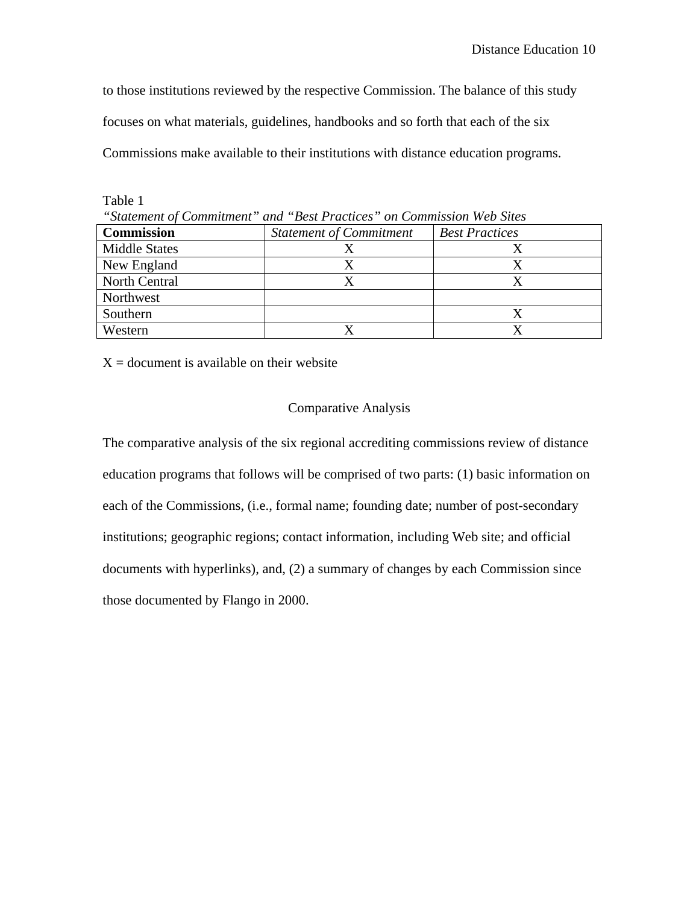to those institutions reviewed by the respective Commission. The balance of this study focuses on what materials, guidelines, handbooks and so forth that each of the six Commissions make available to their institutions with distance education programs.

Table 1
*"Statement of Commitment" and "Best Practices" on Commission Web Sites*

| **Commission** | *Statement of Commitment* | *Best Practices* |
|---|---|---|
| Middle States | X | X |
| New England | X | X |
| North Central | X | X |
| Northwest | | |
| Southern | | X |
| Western | X | X |

X = document is available on their website

## Comparative Analysis

The comparative analysis of the six regional accrediting commissions review of distance education programs that follows will be comprised of two parts: (1) basic information on each of the Commissions, (i.e., formal name; founding date; number of post-secondary institutions; geographic regions; contact information, including Web site; and official documents with hyperlinks), and, (2) a summary of changes by each Commission since those documented by Flango in 2000.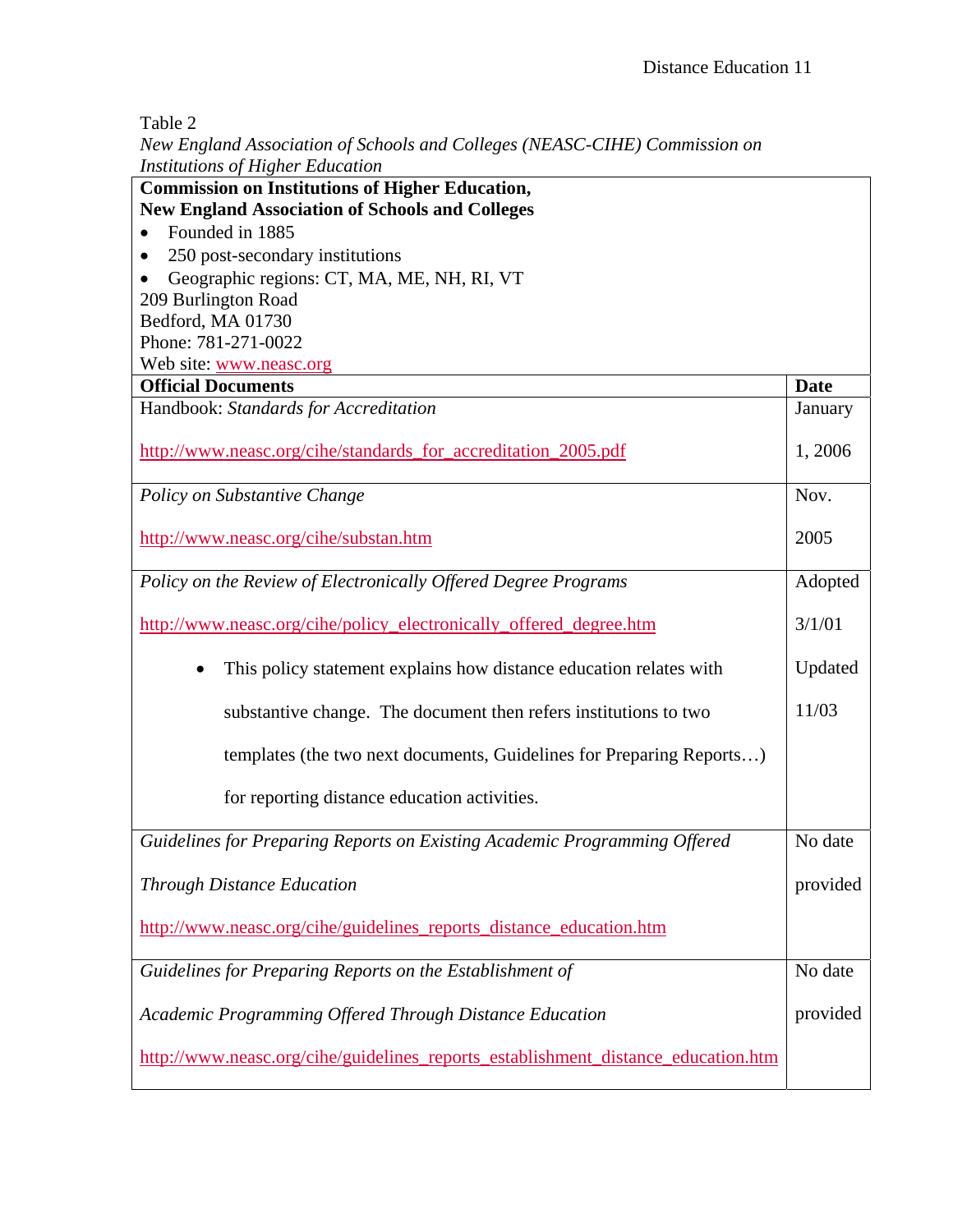Table 2
*New England Association of Schools and Colleges (NEASC-CIHE) Commission on Institutions of Higher Education*

| **Commission on Institutions of Higher Education, New England Association of Schools and Colleges**<br>• Founded in 1885<br>• 250 post-secondary institutions<br>• Geographic regions: CT, MA, ME, NH, RI, VT<br>209 Burlington Road<br>Bedford, MA 01730<br>Phone: 781-271-0022<br>Web site: www.neasc.org | |
|---|---|
| **Official Documents** | **Date** |
| Handbook: *Standards for Accreditation*<br>http://www.neasc.org/cihe/standards_for_accreditation_2005.pdf | January 1, 2006 |
| *Policy on Substantive Change*<br>http://www.neasc.org/cihe/substan.htm | Nov. 2005 |
| *Policy on the Review of Electronically Offered Degree Programs*<br>http://www.neasc.org/cihe/policy_electronically_offered_degree.htm<br>• This policy statement explains how distance education relates with substantive change. The document then refers institutions to two templates (the two next documents, Guidelines for Preparing Reports…) for reporting distance education activities. | Adopted 3/1/01<br>Updated 11/03 |
| *Guidelines for Preparing Reports on Existing Academic Programming Offered Through Distance Education*<br>http://www.neasc.org/cihe/guidelines_reports_distance_education.htm | No date provided |
| *Guidelines for Preparing Reports on the Establishment of Academic Programming Offered Through Distance Education*<br>http://www.neasc.org/cihe/guidelines_reports_establishment_distance_education.htm | No date provided |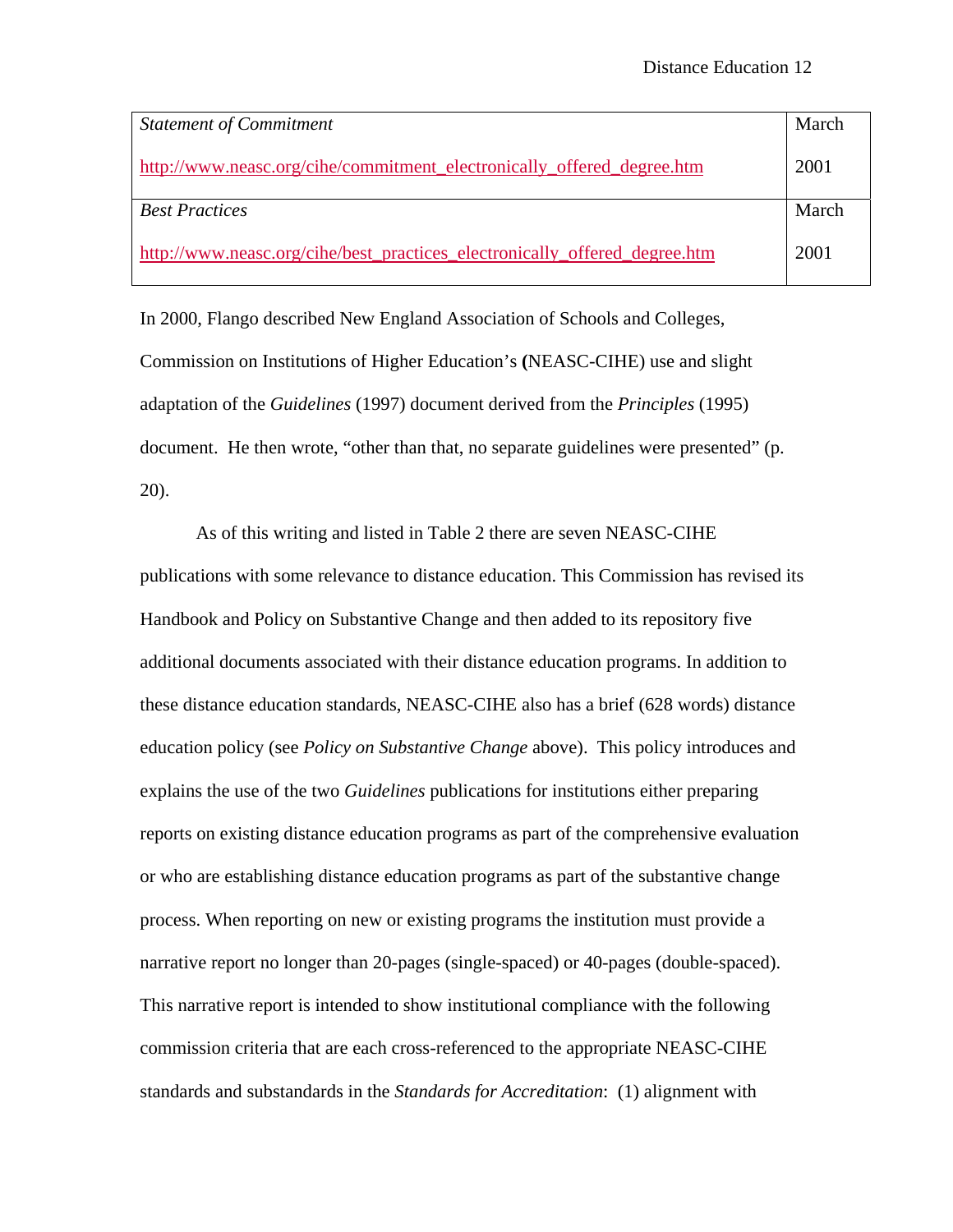| | |
|---|---|
| *Statement of Commitment*<br><br>http://www.neasc.org/cihe/commitment_electronically_offered_degree.htm | March<br><br>2001 |
| *Best Practices*<br><br>http://www.neasc.org/cihe/best_practices_electronically_offered_degree.htm | March<br><br>2001 |

In 2000, Flango described New England Association of Schools and Colleges, Commission on Institutions of Higher Education's (NEASC-CIHE) use and slight adaptation of the *Guidelines* (1997) document derived from the *Principles* (1995) document. He then wrote, "other than that, no separate guidelines were presented" (p. 20).

As of this writing and listed in Table 2 there are seven NEASC-CIHE publications with some relevance to distance education. This Commission has revised its Handbook and Policy on Substantive Change and then added to its repository five additional documents associated with their distance education programs. In addition to these distance education standards, NEASC-CIHE also has a brief (628 words) distance education policy (see *Policy on Substantive Change* above). This policy introduces and explains the use of the two *Guidelines* publications for institutions either preparing reports on existing distance education programs as part of the comprehensive evaluation or who are establishing distance education programs as part of the substantive change process. When reporting on new or existing programs the institution must provide a narrative report no longer than 20-pages (single-spaced) or 40-pages (double-spaced). This narrative report is intended to show institutional compliance with the following commission criteria that are each cross-referenced to the appropriate NEASC-CIHE standards and substandards in the *Standards for Accreditation*: (1) alignment with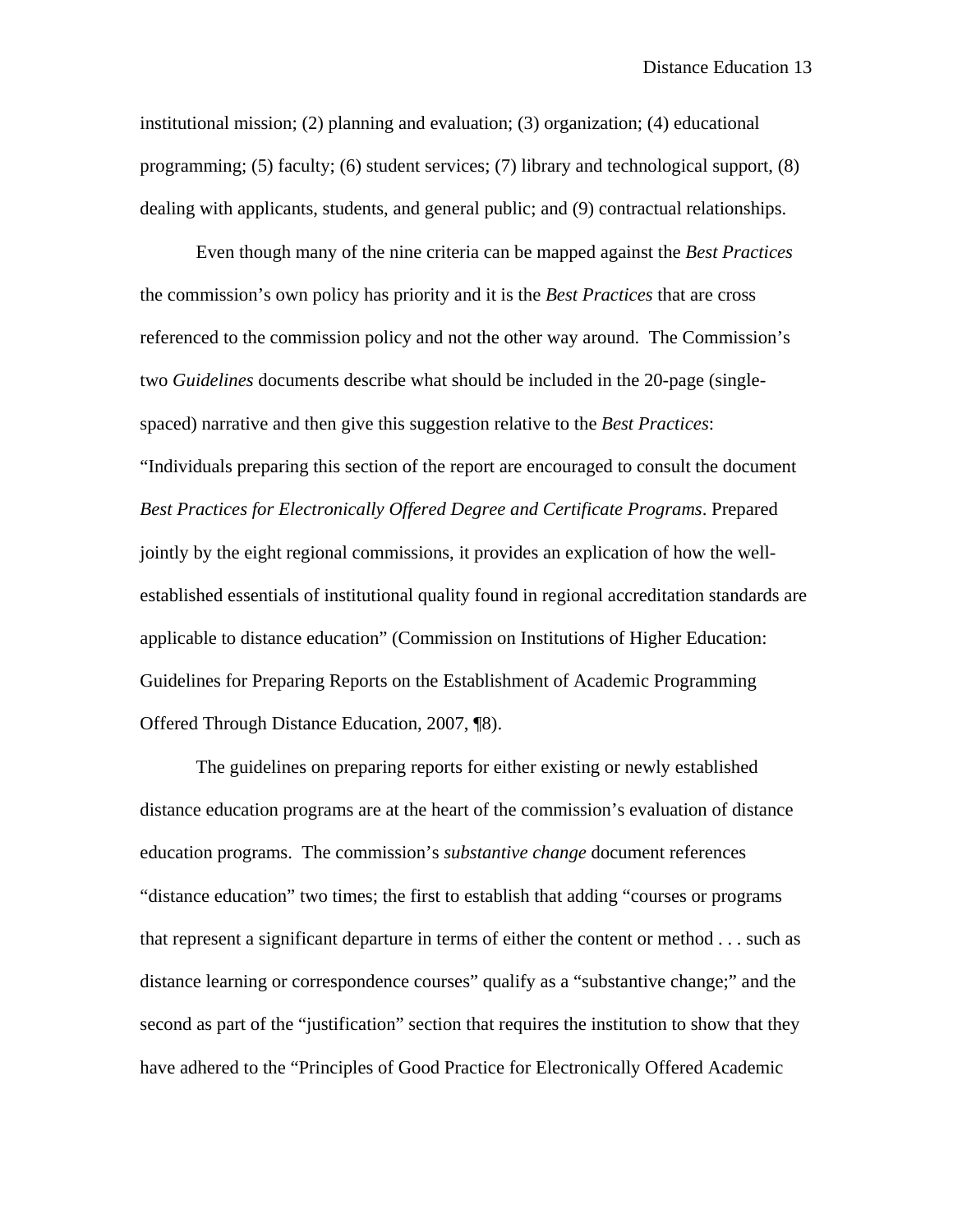institutional mission; (2) planning and evaluation; (3) organization; (4) educational programming; (5) faculty; (6) student services; (7) library and technological support, (8) dealing with applicants, students, and general public; and (9) contractual relationships.

Even though many of the nine criteria can be mapped against the *Best Practices* the commission's own policy has priority and it is the *Best Practices* that are cross referenced to the commission policy and not the other way around. The Commission's two *Guidelines* documents describe what should be included in the 20-page (single-spaced) narrative and then give this suggestion relative to the *Best Practices*: "Individuals preparing this section of the report are encouraged to consult the document *Best Practices for Electronically Offered Degree and Certificate Programs*. Prepared jointly by the eight regional commissions, it provides an explication of how the well-established essentials of institutional quality found in regional accreditation standards are applicable to distance education" (Commission on Institutions of Higher Education: Guidelines for Preparing Reports on the Establishment of Academic Programming Offered Through Distance Education, 2007, ¶8).

The guidelines on preparing reports for either existing or newly established distance education programs are at the heart of the commission's evaluation of distance education programs. The commission's *substantive change* document references "distance education" two times; the first to establish that adding "courses or programs that represent a significant departure in terms of either the content or method . . . such as distance learning or correspondence courses" qualify as a "substantive change;" and the second as part of the "justification" section that requires the institution to show that they have adhered to the "Principles of Good Practice for Electronically Offered Academic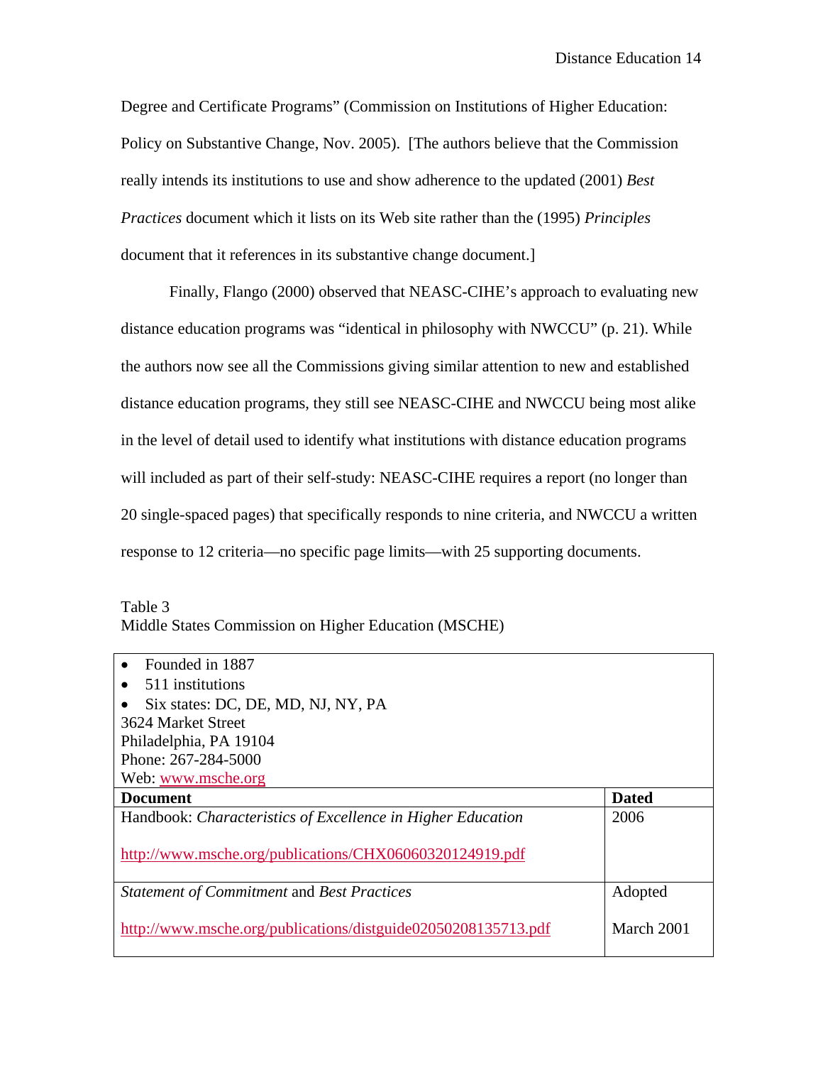Degree and Certificate Programs" (Commission on Institutions of Higher Education: Policy on Substantive Change, Nov. 2005). [The authors believe that the Commission really intends its institutions to use and show adherence to the updated (2001) *Best Practices* document which it lists on its Web site rather than the (1995) *Principles* document that it references in its substantive change document.]

Finally, Flango (2000) observed that NEASC-CIHE's approach to evaluating new distance education programs was "identical in philosophy with NWCCU" (p. 21). While the authors now see all the Commissions giving similar attention to new and established distance education programs, they still see NEASC-CIHE and NWCCU being most alike in the level of detail used to identify what institutions with distance education programs will included as part of their self-study: NEASC-CIHE requires a report (no longer than 20 single-spaced pages) that specifically responds to nine criteria, and NWCCU a written response to 12 criteria—no specific page limits—with 25 supporting documents.

Table 3
Middle States Commission on Higher Education (MSCHE)

| • Founded in 1887<br>• 511 institutions<br>• Six states: DC, DE, MD, NJ, NY, PA<br>3624 Market Street<br>Philadelphia, PA 19104<br>Phone: 267-284-5000<br>Web: www.msche.org | |
|---|---|
| **Document** | **Dated** |
| Handbook: *Characteristics of Excellence in Higher Education*<br><br>http://www.msche.org/publications/CHX06060320124919.pdf | 2006 |
| *Statement of Commitment* and *Best Practices*<br><br>http://www.msche.org/publications/distguide02050208135713.pdf | Adopted<br><br>March 2001 |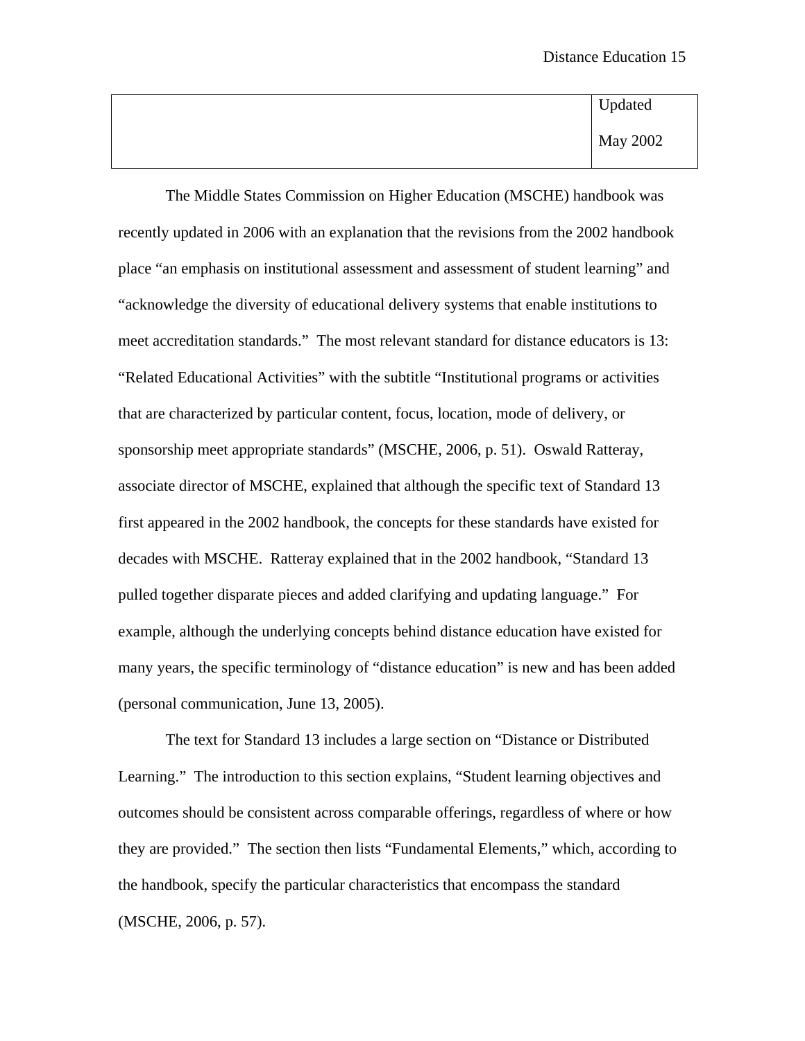| | Updated May 2002 |
|---|---|

The Middle States Commission on Higher Education (MSCHE) handbook was recently updated in 2006 with an explanation that the revisions from the 2002 handbook place "an emphasis on institutional assessment and assessment of student learning" and "acknowledge the diversity of educational delivery systems that enable institutions to meet accreditation standards." The most relevant standard for distance educators is 13: "Related Educational Activities" with the subtitle "Institutional programs or activities that are characterized by particular content, focus, location, mode of delivery, or sponsorship meet appropriate standards" (MSCHE, 2006, p. 51). Oswald Ratteray, associate director of MSCHE, explained that although the specific text of Standard 13 first appeared in the 2002 handbook, the concepts for these standards have existed for decades with MSCHE. Ratteray explained that in the 2002 handbook, "Standard 13 pulled together disparate pieces and added clarifying and updating language." For example, although the underlying concepts behind distance education have existed for many years, the specific terminology of "distance education" is new and has been added (personal communication, June 13, 2005).

The text for Standard 13 includes a large section on "Distance or Distributed Learning." The introduction to this section explains, "Student learning objectives and outcomes should be consistent across comparable offerings, regardless of where or how they are provided." The section then lists "Fundamental Elements," which, according to the handbook, specify the particular characteristics that encompass the standard (MSCHE, 2006, p. 57).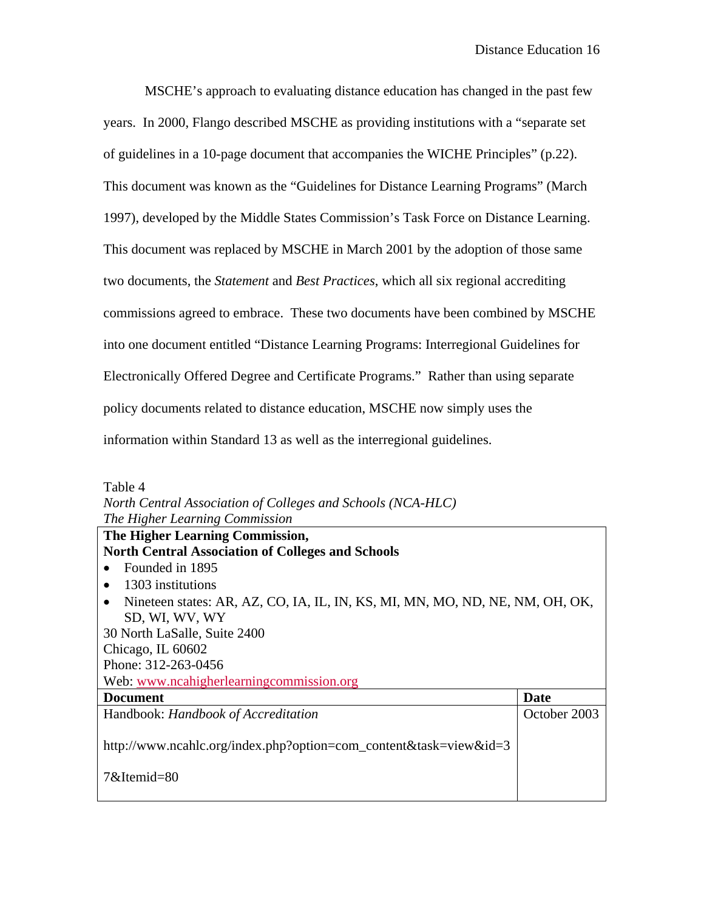MSCHE's approach to evaluating distance education has changed in the past few years. In 2000, Flango described MSCHE as providing institutions with a "separate set of guidelines in a 10-page document that accompanies the WICHE Principles" (p.22). This document was known as the "Guidelines for Distance Learning Programs" (March 1997), developed by the Middle States Commission's Task Force on Distance Learning. This document was replaced by MSCHE in March 2001 by the adoption of those same two documents, the *Statement* and *Best Practices*, which all six regional accrediting commissions agreed to embrace. These two documents have been combined by MSCHE into one document entitled "Distance Learning Programs: Interregional Guidelines for Electronically Offered Degree and Certificate Programs." Rather than using separate policy documents related to distance education, MSCHE now simply uses the information within Standard 13 as well as the interregional guidelines.

Table 4
*North Central Association of Colleges and Schools (NCA-HLC)*
*The Higher Learning Commission*

| **The Higher Learning Commission, North Central Association of Colleges and Schools**<br>• Founded in 1895<br>• 1303 institutions<br>• Nineteen states: AR, AZ, CO, IA, IL, IN, KS, MI, MN, MO, ND, NE, NM, OH, OK, SD, WI, WV, WY<br>30 North LaSalle, Suite 2400<br>Chicago, IL 60602<br>Phone: 312-263-0456<br>Web: www.ncahigherlearningcommission.org | |
|---|---|
| **Document** | **Date** |
| Handbook: *Handbook of Accreditation*<br><br>http://www.ncahlc.org/index.php?option=com_content&task=view&id=37&Itemid=80 | October 2003 |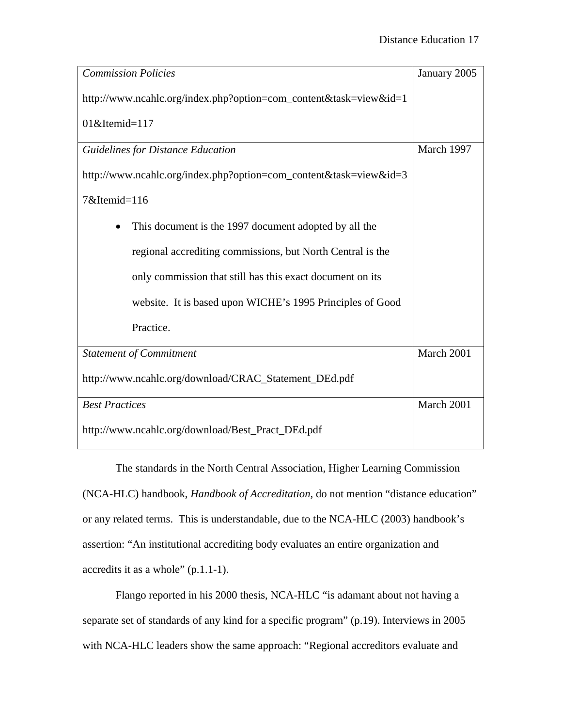| | |
|---|---|
| *Commission Policies*<br><br>http://www.ncahlc.org/index.php?option=com_content&task=view&id=101&Itemid=117 | January 2005 |
| *Guidelines for Distance Education*<br><br>http://www.ncahlc.org/index.php?option=com_content&task=view&id=37&Itemid=116<br><br>• This document is the 1997 document adopted by all the regional accrediting commissions, but North Central is the only commission that still has this exact document on its website. It is based upon WICHE's 1995 Principles of Good Practice. | March 1997 |
| *Statement of Commitment*<br><br>http://www.ncahlc.org/download/CRAC_Statement_DEd.pdf | March 2001 |
| *Best Practices*<br><br>http://www.ncahlc.org/download/Best_Pract_DEd.pdf | March 2001 |

The standards in the North Central Association, Higher Learning Commission (NCA-HLC) handbook, *Handbook of Accreditation,* do not mention "distance education" or any related terms. This is understandable, due to the NCA-HLC (2003) handbook's assertion: "An institutional accrediting body evaluates an entire organization and accredits it as a whole" (p.1.1-1).

Flango reported in his 2000 thesis, NCA-HLC "is adamant about not having a separate set of standards of any kind for a specific program" (p.19). Interviews in 2005 with NCA-HLC leaders show the same approach: "Regional accreditors evaluate and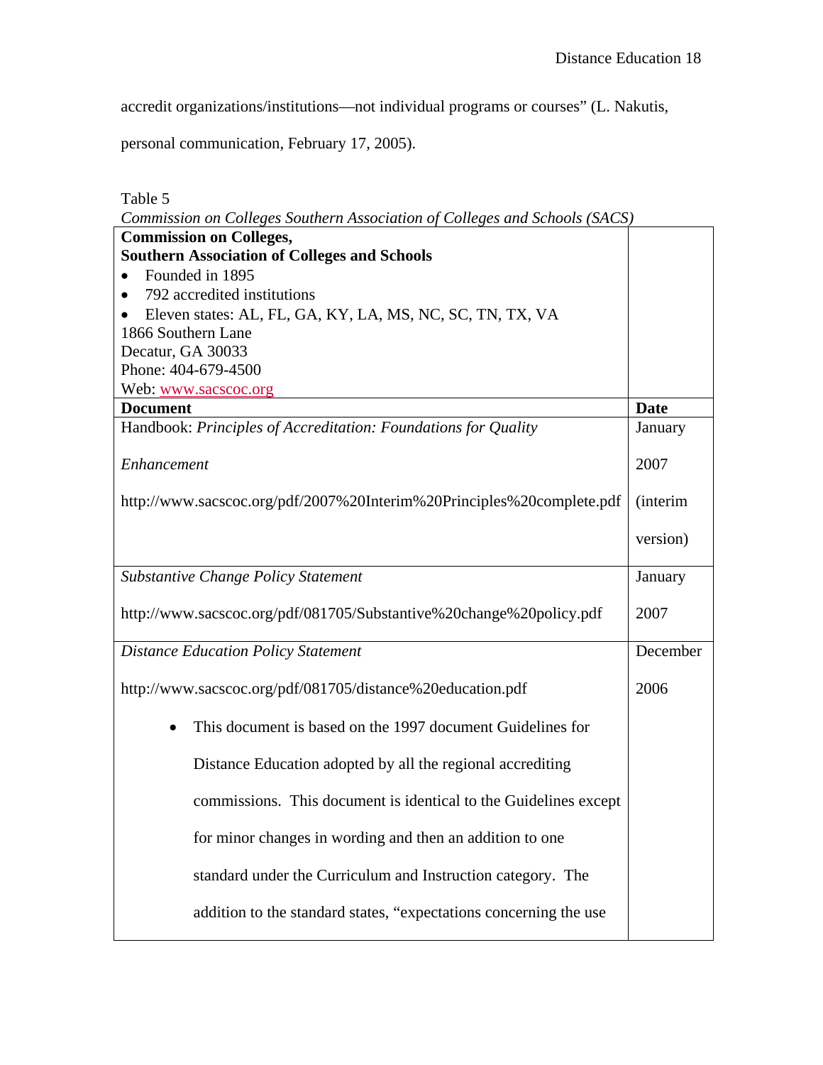accredit organizations/institutions—not individual programs or courses" (L. Nakutis, personal communication, February 17, 2005).

Table 5

*Commission on Colleges Southern Association of Colleges and Schools (SACS)*

| **Commission on Colleges, Southern Association of Colleges and Schools**<br>• Founded in 1895<br>• 792 accredited institutions<br>• Eleven states: AL, FL, GA, KY, LA, MS, NC, SC, TN, TX, VA<br>1866 Southern Lane<br>Decatur, GA 30033<br>Phone: 404-679-4500<br>Web: www.sacscoc.org | |
|---|---|
| **Document** | **Date** |
| Handbook: *Principles of Accreditation: Foundations for Quality Enhancement*<br>http://www.sacscoc.org/pdf/2007%20Interim%20Principles%20complete.pdf | January 2007 (interim version) |
| *Substantive Change Policy Statement*<br>http://www.sacscoc.org/pdf/081705/Substantive%20change%20policy.pdf | January 2007 |
| *Distance Education Policy Statement*<br>http://www.sacscoc.org/pdf/081705/distance%20education.pdf<br>• This document is based on the 1997 document Guidelines for Distance Education adopted by all the regional accrediting commissions. This document is identical to the Guidelines except for minor changes in wording and then an addition to one standard under the Curriculum and Instruction category. The addition to the standard states, "expectations concerning the use | December 2006 |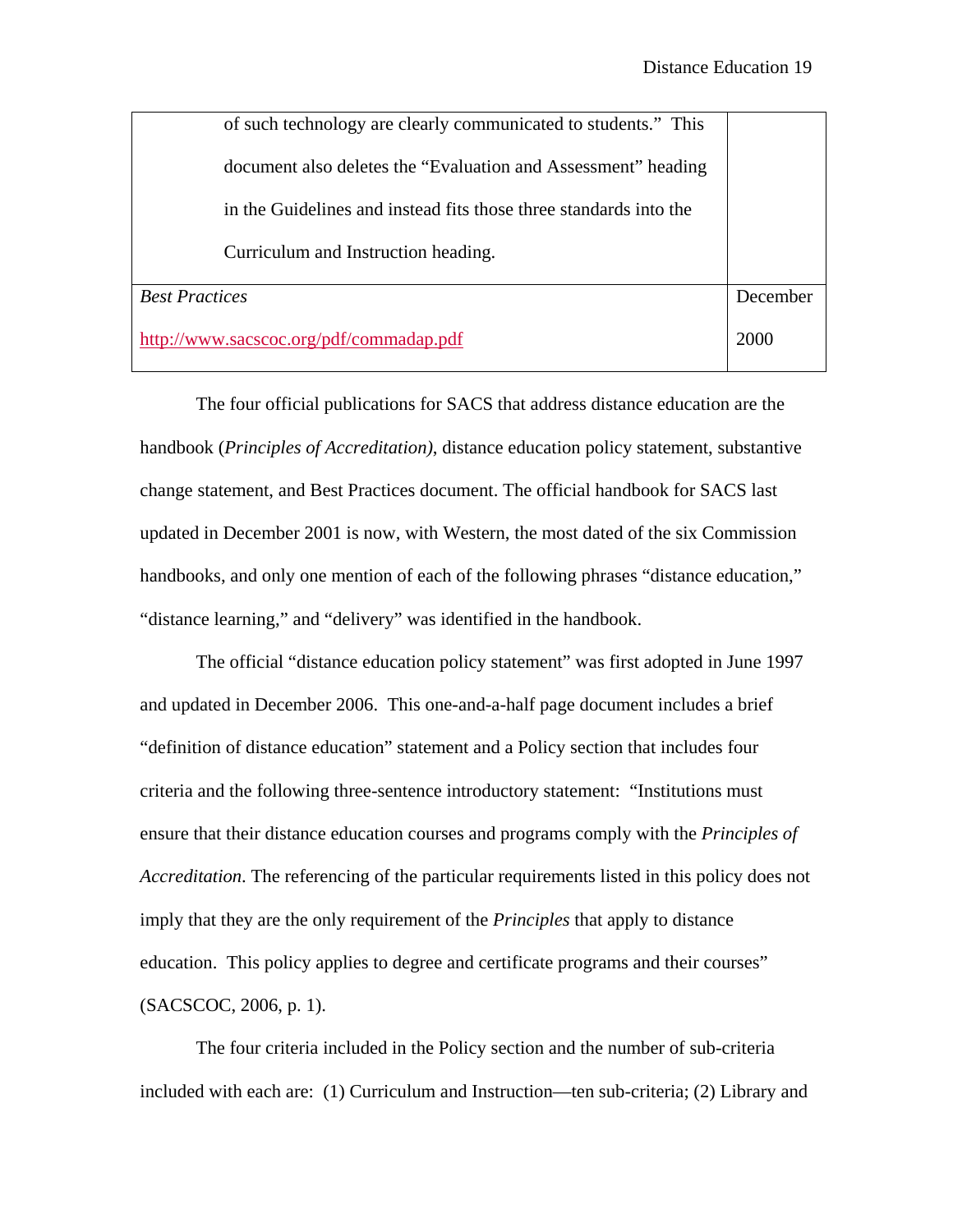| | |
|---|---|
| of such technology are clearly communicated to students." This document also deletes the "Evaluation and Assessment" heading in the Guidelines and instead fits those three standards into the Curriculum and Instruction heading. | |
| *Best Practices*<br>http://www.sacscoc.org/pdf/commadap.pdf | December 2000 |

The four official publications for SACS that address distance education are the handbook (*Principles of Accreditation)*, distance education policy statement, substantive change statement, and Best Practices document. The official handbook for SACS last updated in December 2001 is now, with Western, the most dated of the six Commission handbooks, and only one mention of each of the following phrases "distance education," "distance learning," and "delivery" was identified in the handbook.

The official "distance education policy statement" was first adopted in June 1997 and updated in December 2006. This one-and-a-half page document includes a brief "definition of distance education" statement and a Policy section that includes four criteria and the following three-sentence introductory statement: "Institutions must ensure that their distance education courses and programs comply with the *Principles of Accreditation*. The referencing of the particular requirements listed in this policy does not imply that they are the only requirement of the *Principles* that apply to distance education. This policy applies to degree and certificate programs and their courses" (SACSCOC, 2006, p. 1).

The four criteria included in the Policy section and the number of sub-criteria included with each are: (1) Curriculum and Instruction—ten sub-criteria; (2) Library and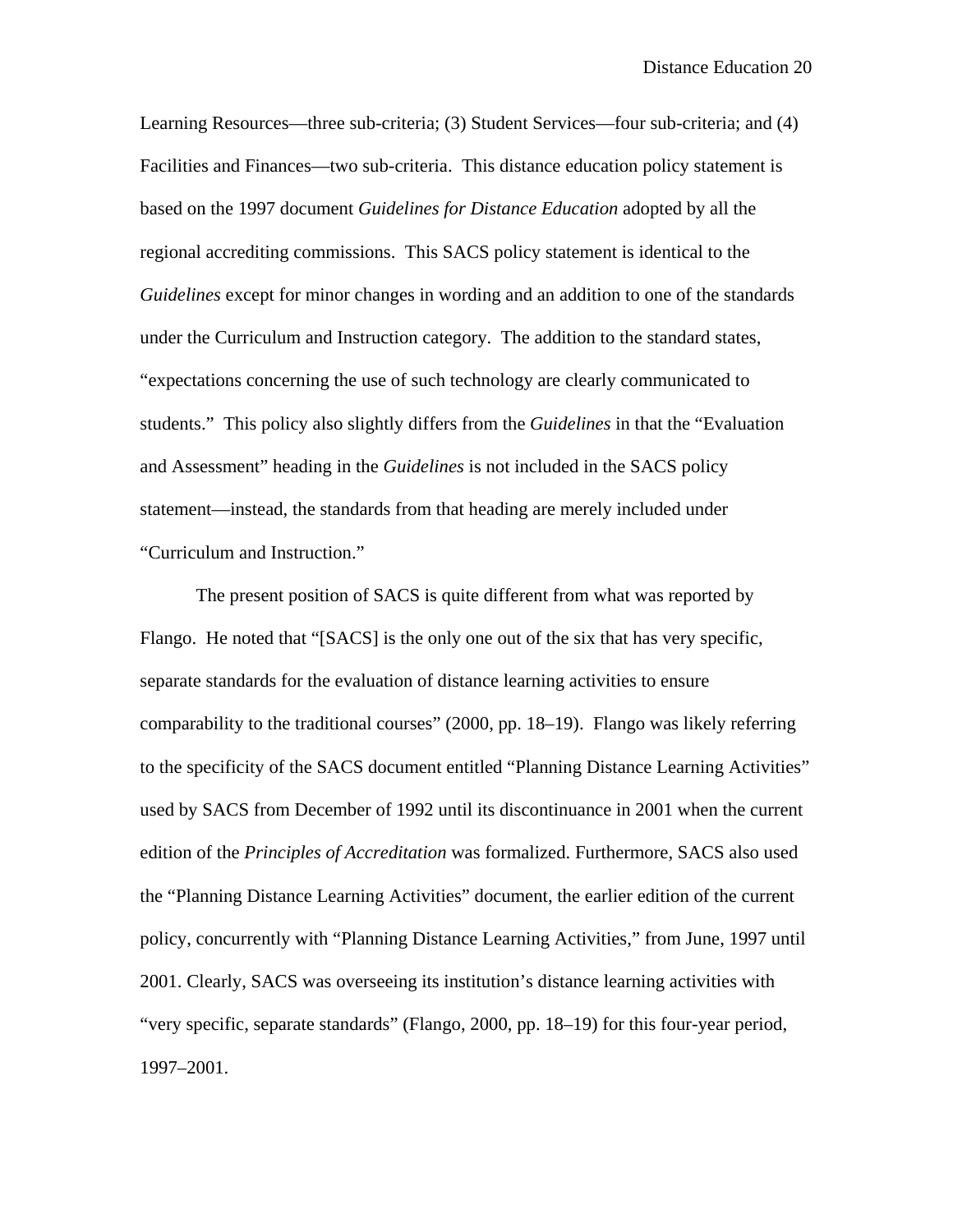Learning Resources—three sub-criteria; (3) Student Services—four sub-criteria; and (4) Facilities and Finances—two sub-criteria. This distance education policy statement is based on the 1997 document *Guidelines for Distance Education* adopted by all the regional accrediting commissions. This SACS policy statement is identical to the *Guidelines* except for minor changes in wording and an addition to one of the standards under the Curriculum and Instruction category. The addition to the standard states, "expectations concerning the use of such technology are clearly communicated to students." This policy also slightly differs from the *Guidelines* in that the "Evaluation and Assessment" heading in the *Guidelines* is not included in the SACS policy statement—instead, the standards from that heading are merely included under "Curriculum and Instruction."

The present position of SACS is quite different from what was reported by Flango. He noted that "[SACS] is the only one out of the six that has very specific, separate standards for the evaluation of distance learning activities to ensure comparability to the traditional courses" (2000, pp. 18–19). Flango was likely referring to the specificity of the SACS document entitled "Planning Distance Learning Activities" used by SACS from December of 1992 until its discontinuance in 2001 when the current edition of the *Principles of Accreditation* was formalized. Furthermore, SACS also used the "Planning Distance Learning Activities" document, the earlier edition of the current policy, concurrently with "Planning Distance Learning Activities," from June, 1997 until 2001. Clearly, SACS was overseeing its institution's distance learning activities with "very specific, separate standards" (Flango, 2000, pp. 18–19) for this four-year period, 1997–2001.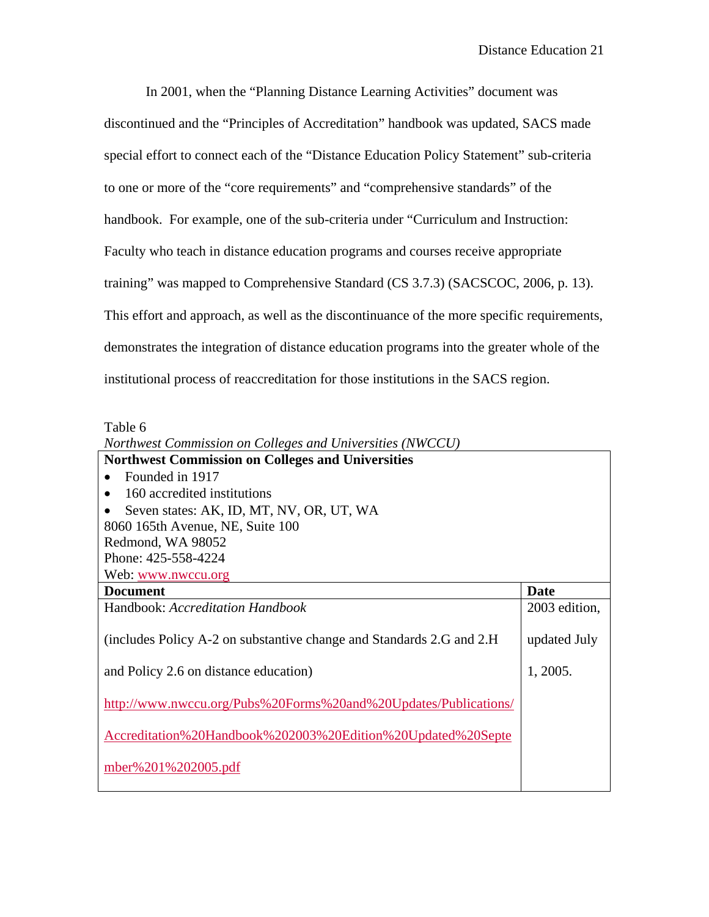In 2001, when the "Planning Distance Learning Activities" document was discontinued and the "Principles of Accreditation" handbook was updated, SACS made special effort to connect each of the "Distance Education Policy Statement" sub-criteria to one or more of the "core requirements" and "comprehensive standards" of the handbook. For example, one of the sub-criteria under "Curriculum and Instruction: Faculty who teach in distance education programs and courses receive appropriate training" was mapped to Comprehensive Standard (CS 3.7.3) (SACSCOC, 2006, p. 13). This effort and approach, as well as the discontinuance of the more specific requirements, demonstrates the integration of distance education programs into the greater whole of the institutional process of reaccreditation for those institutions in the SACS region.

Table 6

*Northwest Commission on Colleges and Universities (NWCCU)*

| **Northwest Commission on Colleges and Universities**<br>• Founded in 1917<br>• 160 accredited institutions<br>• Seven states: AK, ID, MT, NV, OR, UT, WA<br>8060 165th Avenue, NE, Suite 100<br>Redmond, WA 98052<br>Phone: 425-558-4224<br>Web: www.nwccu.org | |
|---|---|
| **Document** | **Date** |
| Handbook: *Accreditation Handbook*<br><br>(includes Policy A-2 on substantive change and Standards 2.G and 2.H and Policy 2.6 on distance education)<br><br>http://www.nwccu.org/Pubs%20Forms%20and%20Updates/Publications/Accreditation%20Handbook%202003%20Edition%20Updated%20September%201%202005.pdf | 2003 edition, updated July 1, 2005. |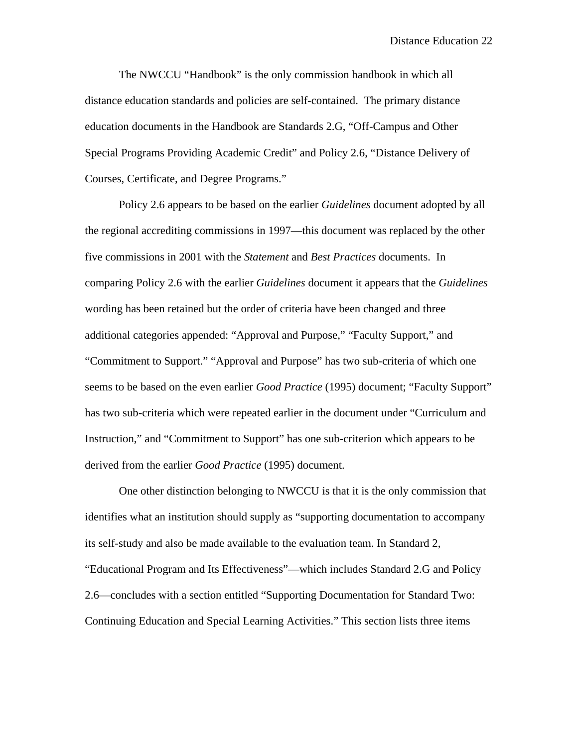The NWCCU "Handbook" is the only commission handbook in which all distance education standards and policies are self-contained. The primary distance education documents in the Handbook are Standards 2.G, "Off-Campus and Other Special Programs Providing Academic Credit" and Policy 2.6, "Distance Delivery of Courses, Certificate, and Degree Programs."

Policy 2.6 appears to be based on the earlier *Guidelines* document adopted by all the regional accrediting commissions in 1997—this document was replaced by the other five commissions in 2001 with the *Statement* and *Best Practices* documents. In comparing Policy 2.6 with the earlier *Guidelines* document it appears that the *Guidelines* wording has been retained but the order of criteria have been changed and three additional categories appended: "Approval and Purpose," "Faculty Support," and "Commitment to Support." "Approval and Purpose" has two sub-criteria of which one seems to be based on the even earlier *Good Practice* (1995) document; "Faculty Support" has two sub-criteria which were repeated earlier in the document under "Curriculum and Instruction," and "Commitment to Support" has one sub-criterion which appears to be derived from the earlier *Good Practice* (1995) document.

One other distinction belonging to NWCCU is that it is the only commission that identifies what an institution should supply as "supporting documentation to accompany its self-study and also be made available to the evaluation team. In Standard 2, "Educational Program and Its Effectiveness"—which includes Standard 2.G and Policy 2.6—concludes with a section entitled "Supporting Documentation for Standard Two: Continuing Education and Special Learning Activities." This section lists three items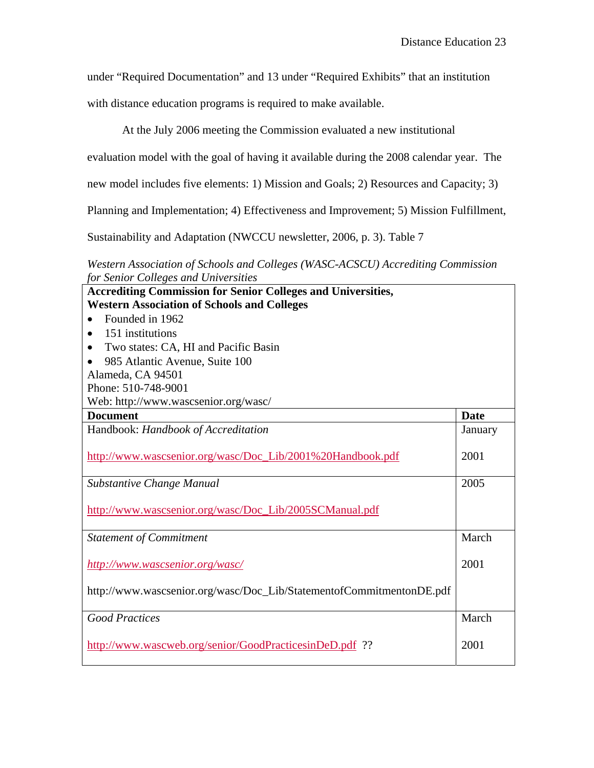under "Required Documentation" and 13 under "Required Exhibits" that an institution with distance education programs is required to make available.

At the July 2006 meeting the Commission evaluated a new institutional evaluation model with the goal of having it available during the 2008 calendar year. The new model includes five elements: 1) Mission and Goals; 2) Resources and Capacity; 3) Planning and Implementation; 4) Effectiveness and Improvement; 5) Mission Fulfillment, Sustainability and Adaptation (NWCCU newsletter, 2006, p. 3). Table 7

*Western Association of Schools and Colleges (WASC-ACSCU) Accrediting Commission for Senior Colleges and Universities*

| **Accrediting Commission for Senior Colleges and Universities, Western Association of Schools and Colleges**<br>• Founded in 1962<br>• 151 institutions<br>• Two states: CA, HI and Pacific Basin<br>• 985 Atlantic Avenue, Suite 100<br>Alameda, CA 94501<br>Phone: 510-748-9001<br>Web: http://www.wascsenior.org/wasc/ | |
|---|---|
| **Document** | **Date** |
| Handbook: *Handbook of Accreditation*<br><br>http://www.wascsenior.org/wasc/Doc_Lib/2001%20Handbook.pdf | January<br><br>2001 |
| *Substantive Change Manual*<br><br>http://www.wascsenior.org/wasc/Doc_Lib/2005SCManual.pdf | 2005 |
| *Statement of Commitment*<br><br>*http://www.wascsenior.org/wasc/*<br><br>http://www.wascsenior.org/wasc/Doc_Lib/StatementofCommitmentonDE.pdf | March<br><br>2001 |
| *Good Practices*<br><br>http://www.wascweb.org/senior/GoodPracticesinDeD.pdf ?? | March<br><br>2001 |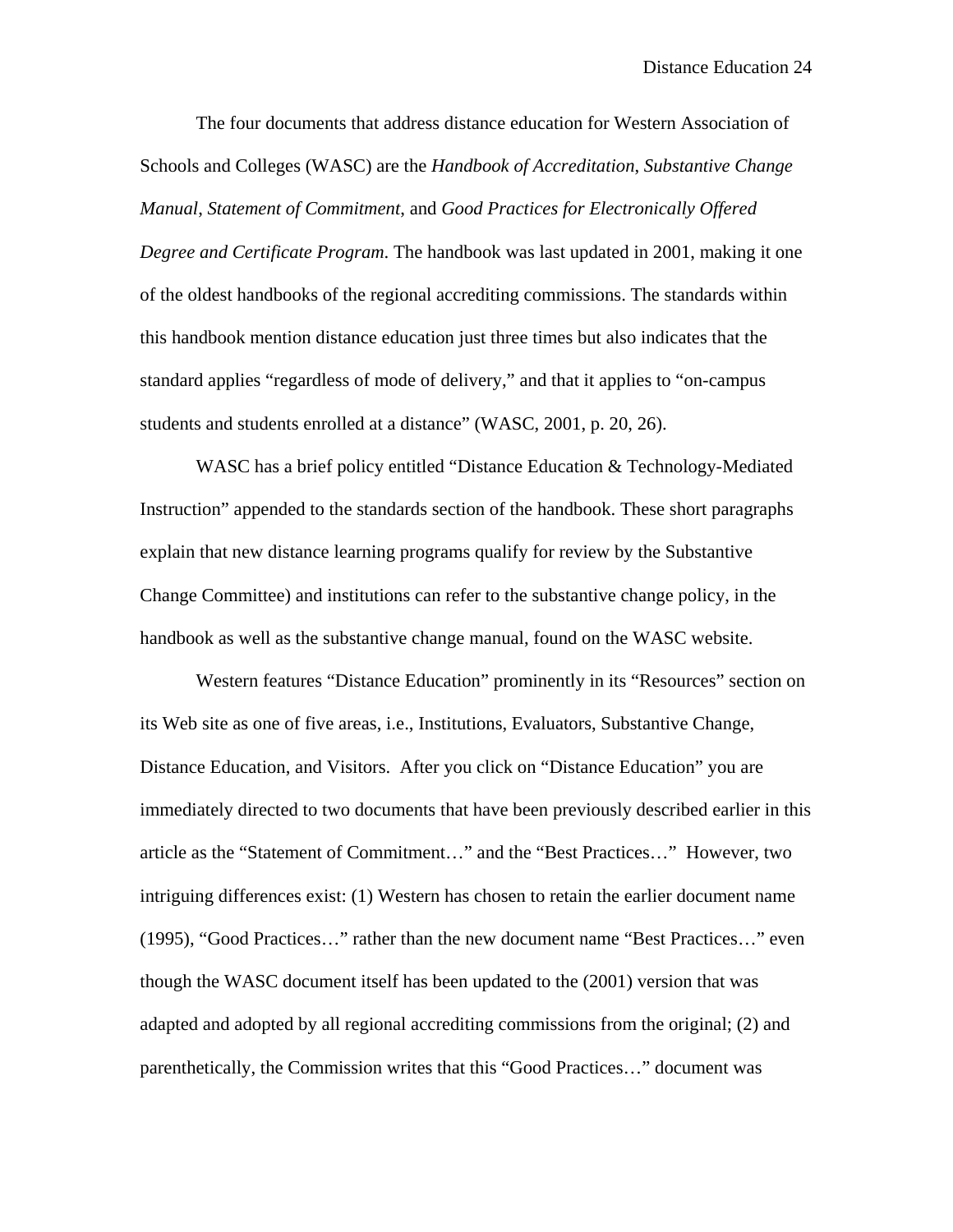The four documents that address distance education for Western Association of Schools and Colleges (WASC) are the *Handbook of Accreditation*, *Substantive Change Manual*, *Statement of Commitment*, and *Good Practices for Electronically Offered Degree and Certificate Program*. The handbook was last updated in 2001, making it one of the oldest handbooks of the regional accrediting commissions. The standards within this handbook mention distance education just three times but also indicates that the standard applies "regardless of mode of delivery," and that it applies to "on-campus students and students enrolled at a distance" (WASC, 2001, p. 20, 26).

WASC has a brief policy entitled "Distance Education & Technology-Mediated Instruction" appended to the standards section of the handbook. These short paragraphs explain that new distance learning programs qualify for review by the Substantive Change Committee) and institutions can refer to the substantive change policy, in the handbook as well as the substantive change manual, found on the WASC website.

Western features "Distance Education" prominently in its "Resources" section on its Web site as one of five areas, i.e., Institutions, Evaluators, Substantive Change, Distance Education, and Visitors. After you click on "Distance Education" you are immediately directed to two documents that have been previously described earlier in this article as the "Statement of Commitment…" and the "Best Practices…" However, two intriguing differences exist: (1) Western has chosen to retain the earlier document name (1995), "Good Practices…" rather than the new document name "Best Practices…" even though the WASC document itself has been updated to the (2001) version that was adapted and adopted by all regional accrediting commissions from the original; (2) and parenthetically, the Commission writes that this "Good Practices…" document was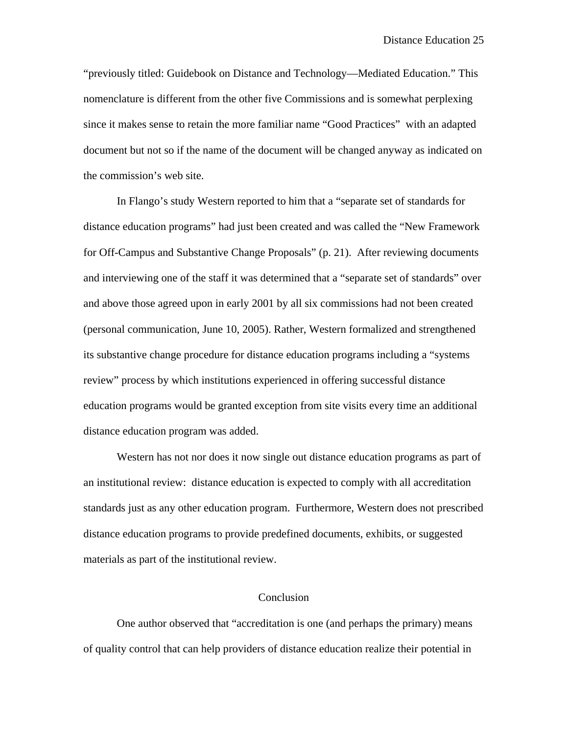"previously titled: Guidebook on Distance and Technology—Mediated Education." This nomenclature is different from the other five Commissions and is somewhat perplexing since it makes sense to retain the more familiar name "Good Practices" with an adapted document but not so if the name of the document will be changed anyway as indicated on the commission's web site.

In Flango's study Western reported to him that a "separate set of standards for distance education programs" had just been created and was called the "New Framework for Off-Campus and Substantive Change Proposals" (p. 21). After reviewing documents and interviewing one of the staff it was determined that a "separate set of standards" over and above those agreed upon in early 2001 by all six commissions had not been created (personal communication, June 10, 2005). Rather, Western formalized and strengthened its substantive change procedure for distance education programs including a "systems review" process by which institutions experienced in offering successful distance education programs would be granted exception from site visits every time an additional distance education program was added.

Western has not nor does it now single out distance education programs as part of an institutional review: distance education is expected to comply with all accreditation standards just as any other education program. Furthermore, Western does not prescribed distance education programs to provide predefined documents, exhibits, or suggested materials as part of the institutional review.

## Conclusion

One author observed that "accreditation is one (and perhaps the primary) means of quality control that can help providers of distance education realize their potential in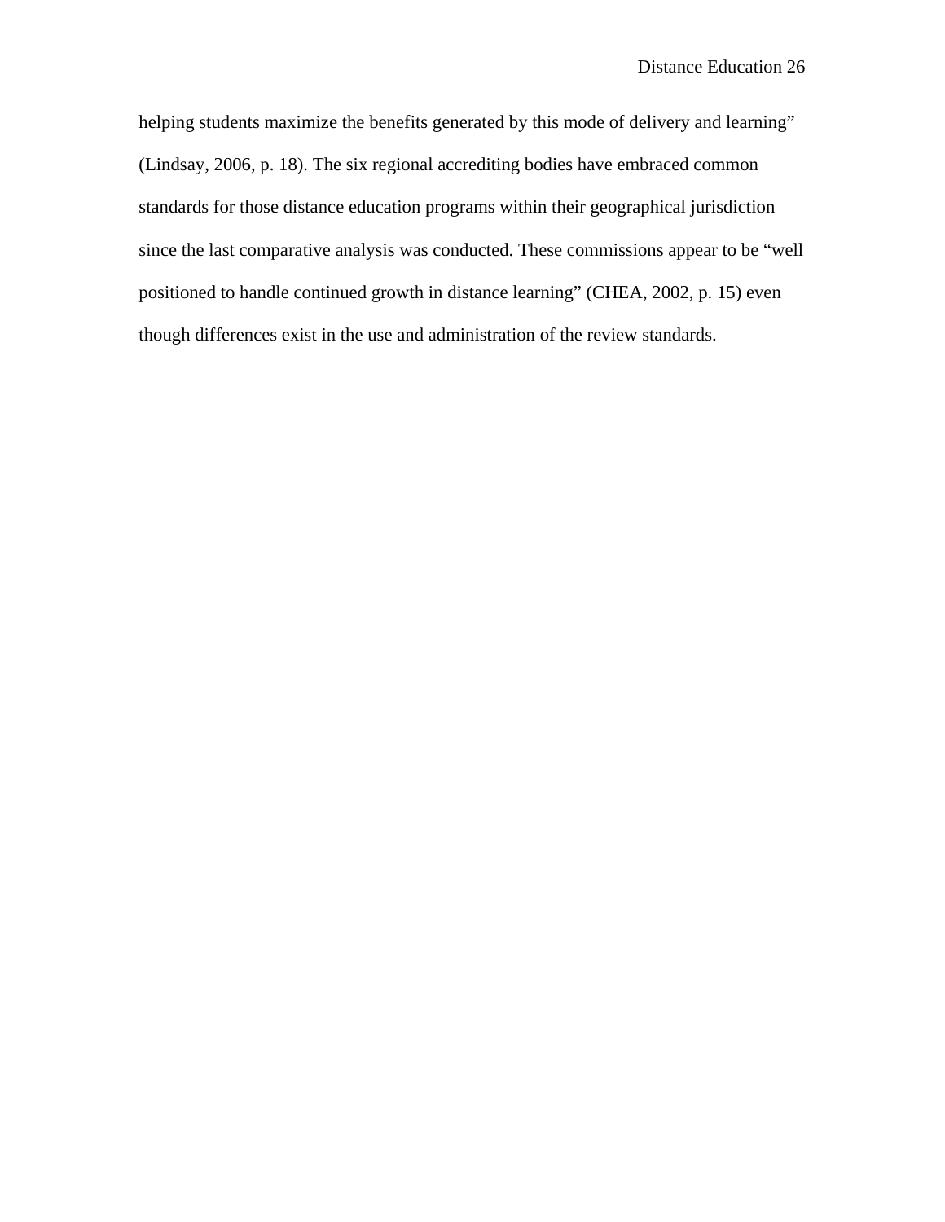helping students maximize the benefits generated by this mode of delivery and learning" (Lindsay, 2006, p. 18). The six regional accrediting bodies have embraced common standards for those distance education programs within their geographical jurisdiction since the last comparative analysis was conducted. These commissions appear to be "well positioned to handle continued growth in distance learning" (CHEA, 2002, p. 15) even though differences exist in the use and administration of the review standards.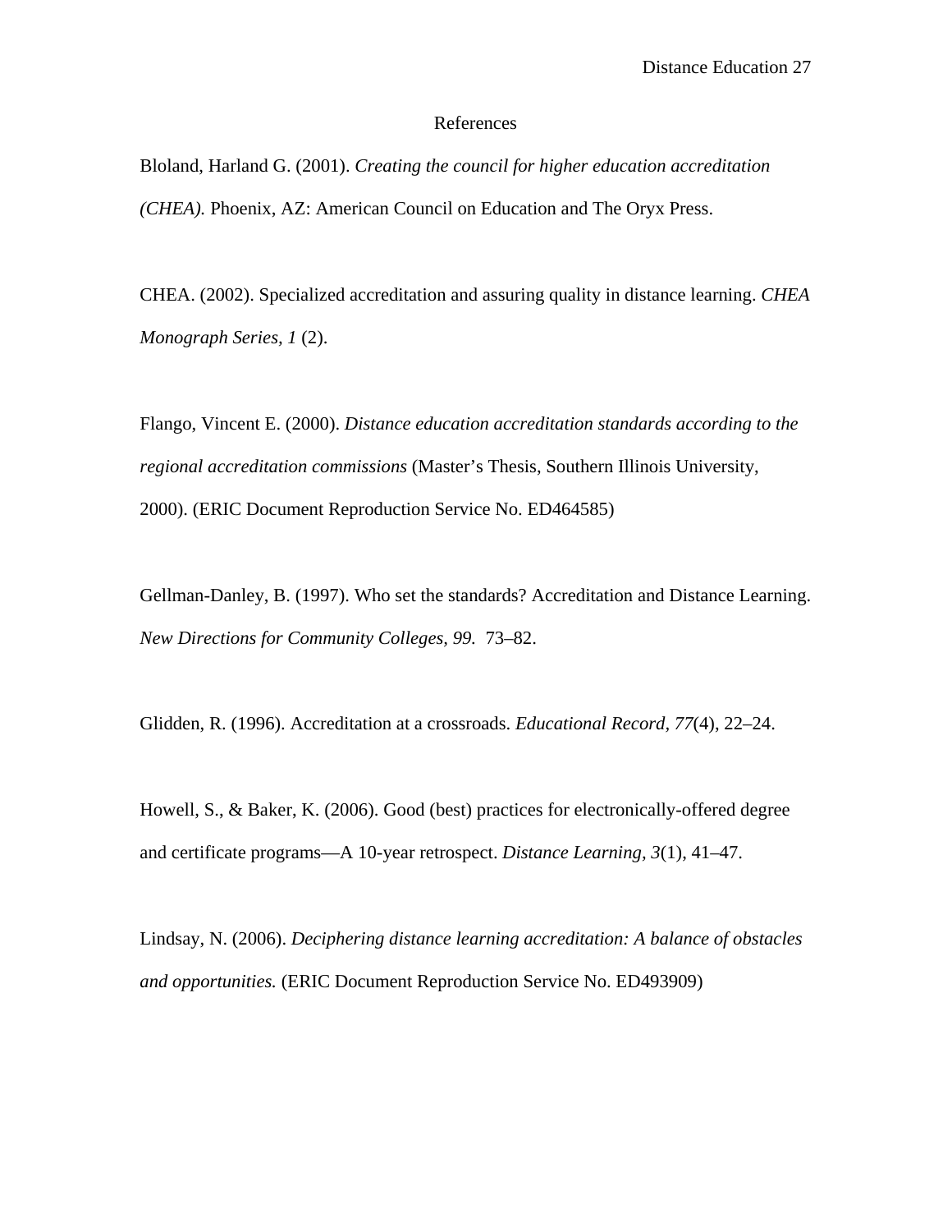# References

Bloland, Harland G. (2001). *Creating the council for higher education accreditation (CHEA).* Phoenix, AZ: American Council on Education and The Oryx Press.

CHEA. (2002). Specialized accreditation and assuring quality in distance learning. *CHEA Monograph Series, 1* (2).

Flango, Vincent E. (2000). *Distance education accreditation standards according to the regional accreditation commissions* (Master's Thesis, Southern Illinois University, 2000). (ERIC Document Reproduction Service No. ED464585)

Gellman-Danley, B. (1997). Who set the standards? Accreditation and Distance Learning. *New Directions for Community Colleges, 99.* 73–82.

Glidden, R. (1996). Accreditation at a crossroads. *Educational Record, 77*(4), 22–24.

Howell, S., & Baker, K. (2006). Good (best) practices for electronically-offered degree and certificate programs—A 10-year retrospect. *Distance Learning, 3*(1), 41–47.

Lindsay, N. (2006). *Deciphering distance learning accreditation: A balance of obstacles and opportunities.* (ERIC Document Reproduction Service No. ED493909)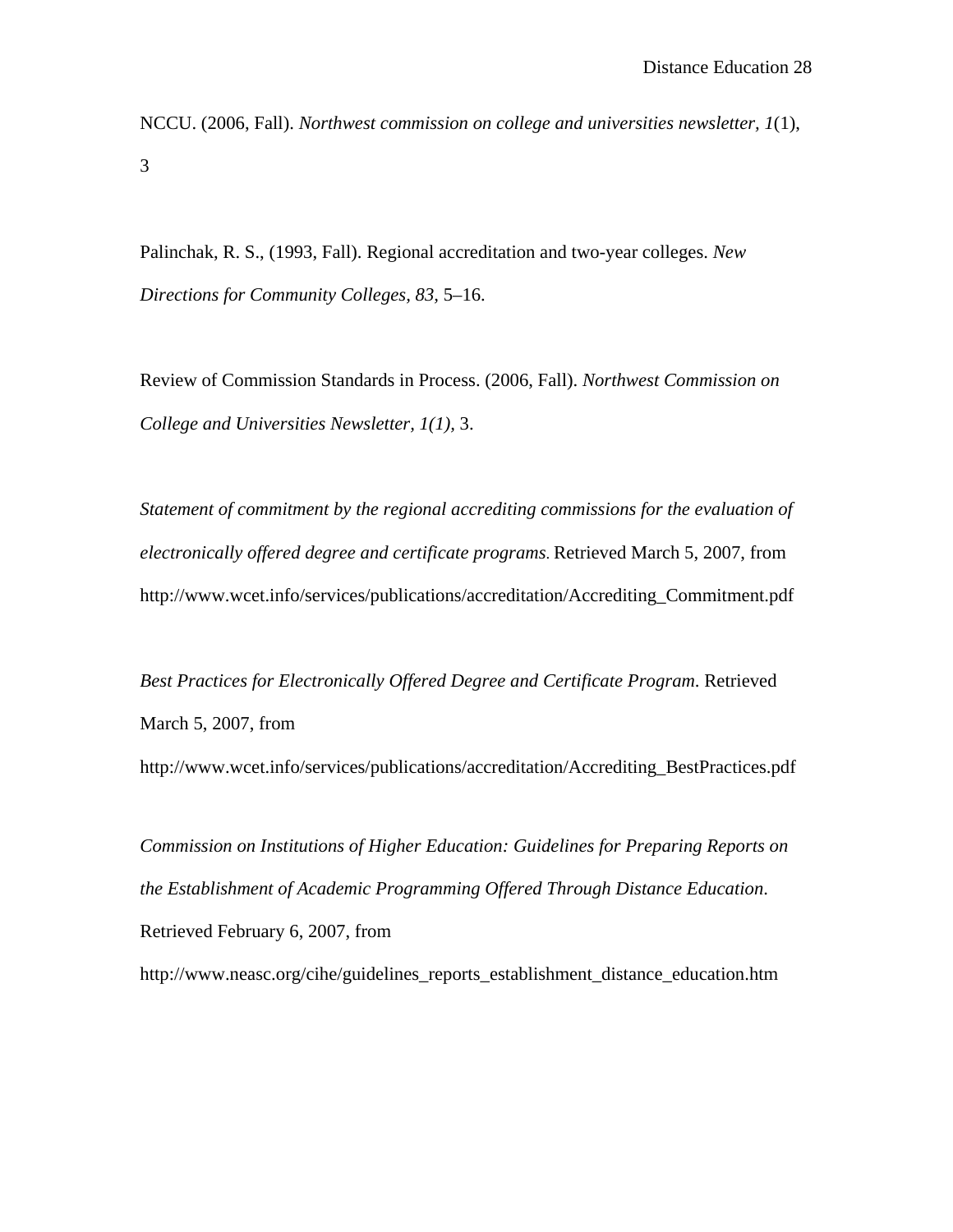NCCU. (2006, Fall). *Northwest commission on college and universities newsletter, 1*(1), 3

Palinchak, R. S., (1993, Fall). Regional accreditation and two-year colleges. *New Directions for Community Colleges, 83,* 5–16.

Review of Commission Standards in Process. (2006, Fall). *Northwest Commission on College and Universities Newsletter, 1(1),* 3.

*Statement of commitment by the regional accrediting commissions for the evaluation of electronically offered degree and certificate programs*. Retrieved March 5, 2007, from http://www.wcet.info/services/publications/accreditation/Accrediting_Commitment.pdf

*Best Practices for Electronically Offered Degree and Certificate Program*. Retrieved March 5, 2007, from http://www.wcet.info/services/publications/accreditation/Accrediting_BestPractices.pdf

*Commission on Institutions of Higher Education: Guidelines for Preparing Reports on the Establishment of Academic Programming Offered Through Distance Education*. Retrieved February 6, 2007, from http://www.neasc.org/cihe/guidelines_reports_establishment_distance_education.htm